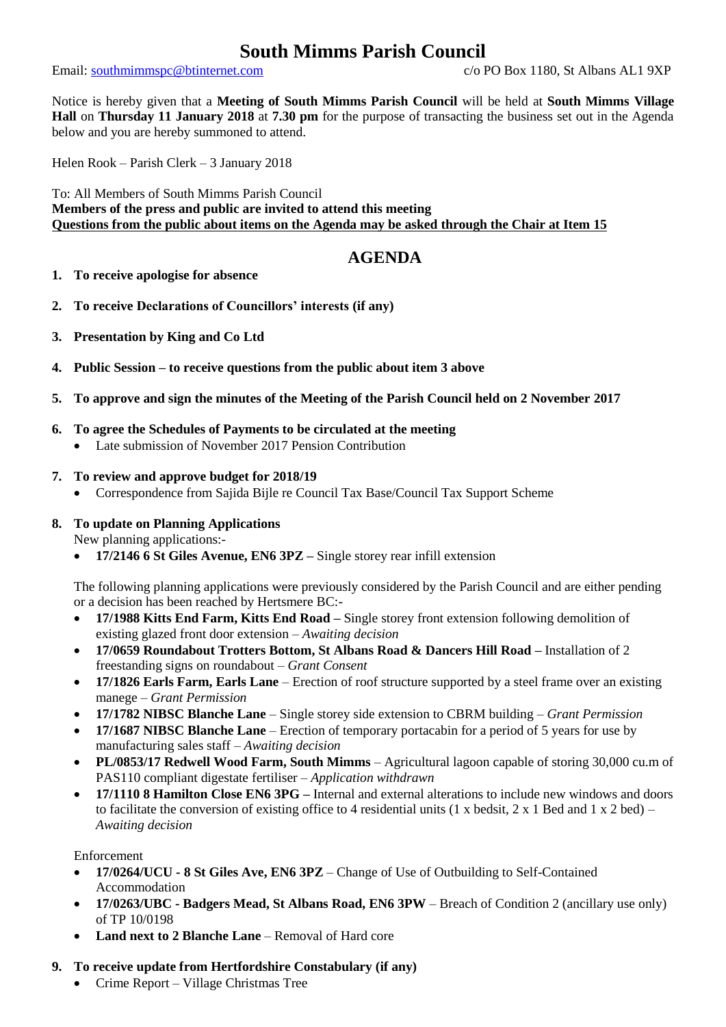# South Mimms Parish Council

Email: southmimmspc@btinternet.com c/o PO Box 1180, St Albans AL1 9XP

Notice is hereby given that a **Meeting of South Mimms Parish Council** will be held at **South Mimms Village Hall** on **Thursday 11 January 2018** at **7.30 pm** for the purpose of transacting the business set out in the Agenda below and you are hereby summoned to attend.

Helen Rook – Parish Clerk – 3 January 2018

To: All Members of South Mimms Parish Council
**Members of the press and public are invited to attend this meeting**
**Questions from the public about items on the Agenda may be asked through the Chair at Item 15**

## AGENDA

1. **To receive apologise for absence**

2. **To receive Declarations of Councillors' interests (if any)**

3. **Presentation by King and Co Ltd**

4. **Public Session – to receive questions from the public about item 3 above**

5. **To approve and sign the minutes of the Meeting of the Parish Council held on 2 November 2017**

6. **To agree the Schedules of Payments to be circulated at the meeting**
   - Late submission of November 2017 Pension Contribution

7. **To review and approve budget for 2018/19**
   - Correspondence from Sajida Bijle re Council Tax Base/Council Tax Support Scheme

8. **To update on Planning Applications**

   New planning applications:-
   - **17/2146 6 St Giles Avenue, EN6 3PZ –** Single storey rear infill extension

   The following planning applications were previously considered by the Parish Council and are either pending or a decision has been reached by Hertsmere BC:-
   - **17/1988 Kitts End Farm, Kitts End Road –** Single storey front extension following demolition of existing glazed front door extension – *Awaiting decision*
   - **17/0659 Roundabout Trotters Bottom, St Albans Road & Dancers Hill Road –** Installation of 2 freestanding signs on roundabout – *Grant Consent*
   - **17/1826 Earls Farm, Earls Lane** – Erection of roof structure supported by a steel frame over an existing manege – *Grant Permission*
   - **17/1782 NIBSC Blanche Lane** – Single storey side extension to CBRM building – *Grant Permission*
   - **17/1687 NIBSC Blanche Lane** – Erection of temporary portacabin for a period of 5 years for use by manufacturing sales staff – *Awaiting decision*
   - **PL/0853/17 Redwell Wood Farm, South Mimms** – Agricultural lagoon capable of storing 30,000 cu.m of PAS110 compliant digestate fertiliser – *Application withdrawn*
   - **17/1110 8 Hamilton Close EN6 3PG –** Internal and external alterations to include new windows and doors to facilitate the conversion of existing office to 4 residential units (1 x bedsit, 2 x 1 Bed and 1 x 2 bed) – *Awaiting decision*

   Enforcement
   - **17/0264/UCU - 8 St Giles Ave, EN6 3PZ** – Change of Use of Outbuilding to Self-Contained Accommodation
   - **17/0263/UBC - Badgers Mead, St Albans Road, EN6 3PW** – Breach of Condition 2 (ancillary use only) of TP 10/0198
   - **Land next to 2 Blanche Lane** – Removal of Hard core

9. **To receive update from Hertfordshire Constabulary (if any)**
   - Crime Report – Village Christmas Tree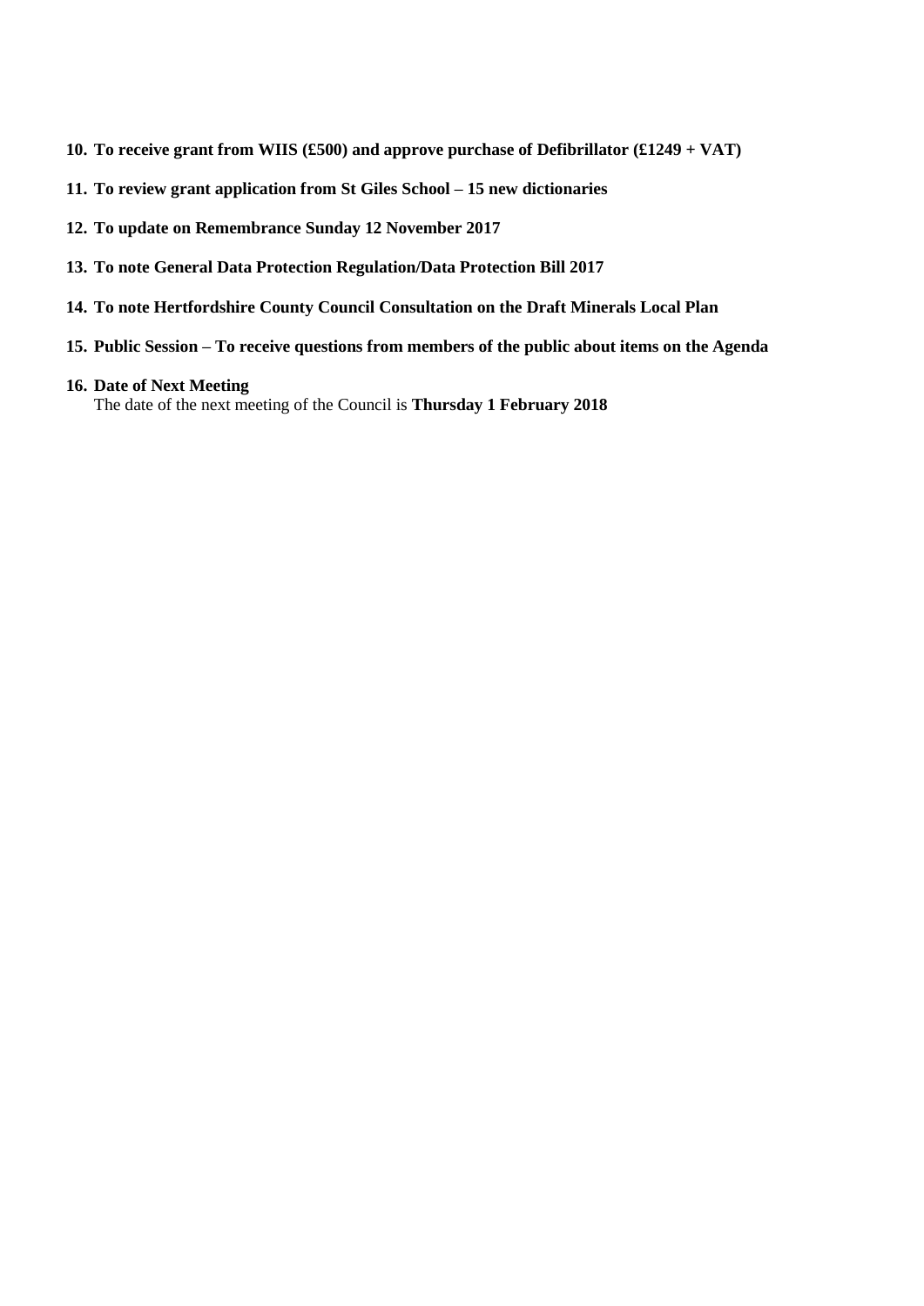10. **To receive grant from WIIS (£500) and approve purchase of Defibrillator (£1249 + VAT)**

11. **To review grant application from St Giles School – 15 new dictionaries**

12. **To update on Remembrance Sunday 12 November 2017**

13. **To note General Data Protection Regulation/Data Protection Bill 2017**

14. **To note Hertfordshire County Council Consultation on the Draft Minerals Local Plan**

15. **Public Session – To receive questions from members of the public about items on the Agenda**

16. **Date of Next Meeting**
    The date of the next meeting of the Council is **Thursday 1 February 2018**